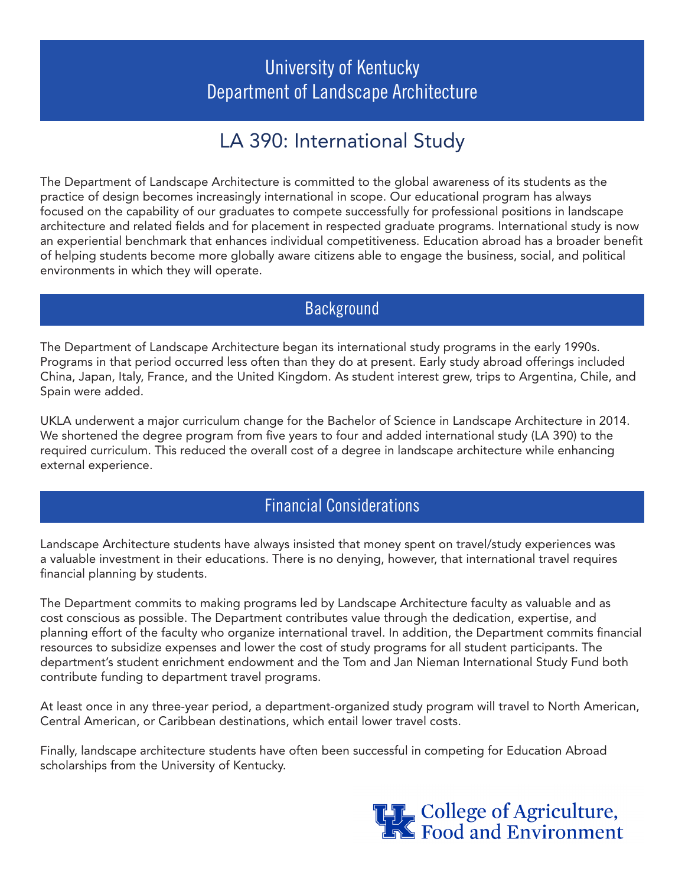# University of Kentucky
# Department of Landscape Architecture

## LA 390: International Study

The Department of Landscape Architecture is committed to the global awareness of its students as the practice of design becomes increasingly international in scope. Our educational program has always focused on the capability of our graduates to compete successfully for professional positions in landscape architecture and related fields and for placement in respected graduate programs. International study is now an experiential benchmark that enhances individual competitiveness. Education abroad has a broader benefit of helping students become more globally aware citizens able to engage the business, social, and political environments in which they will operate.

## Background

The Department of Landscape Architecture began its international study programs in the early 1990s. Programs in that period occurred less often than they do at present. Early study abroad offerings included China, Japan, Italy, France, and the United Kingdom. As student interest grew, trips to Argentina, Chile, and Spain were added.

UKLA underwent a major curriculum change for the Bachelor of Science in Landscape Architecture in 2014. We shortened the degree program from five years to four and added international study (LA 390) to the required curriculum. This reduced the overall cost of a degree in landscape architecture while enhancing external experience.

## Financial Considerations

Landscape Architecture students have always insisted that money spent on travel/study experiences was a valuable investment in their educations. There is no denying, however, that international travel requires financial planning by students.

The Department commits to making programs led by Landscape Architecture faculty as valuable and as cost conscious as possible. The Department contributes value through the dedication, expertise, and planning effort of the faculty who organize international travel. In addition, the Department commits financial resources to subsidize expenses and lower the cost of study programs for all student participants. The department's student enrichment endowment and the Tom and Jan Nieman International Study Fund both contribute funding to department travel programs.

At least once in any three-year period, a department-organized study program will travel to North American, Central American, or Caribbean destinations, which entail lower travel costs.

Finally, landscape architecture students have often been successful in competing for Education Abroad scholarships from the University of Kentucky.

College of Agriculture, Food and Environment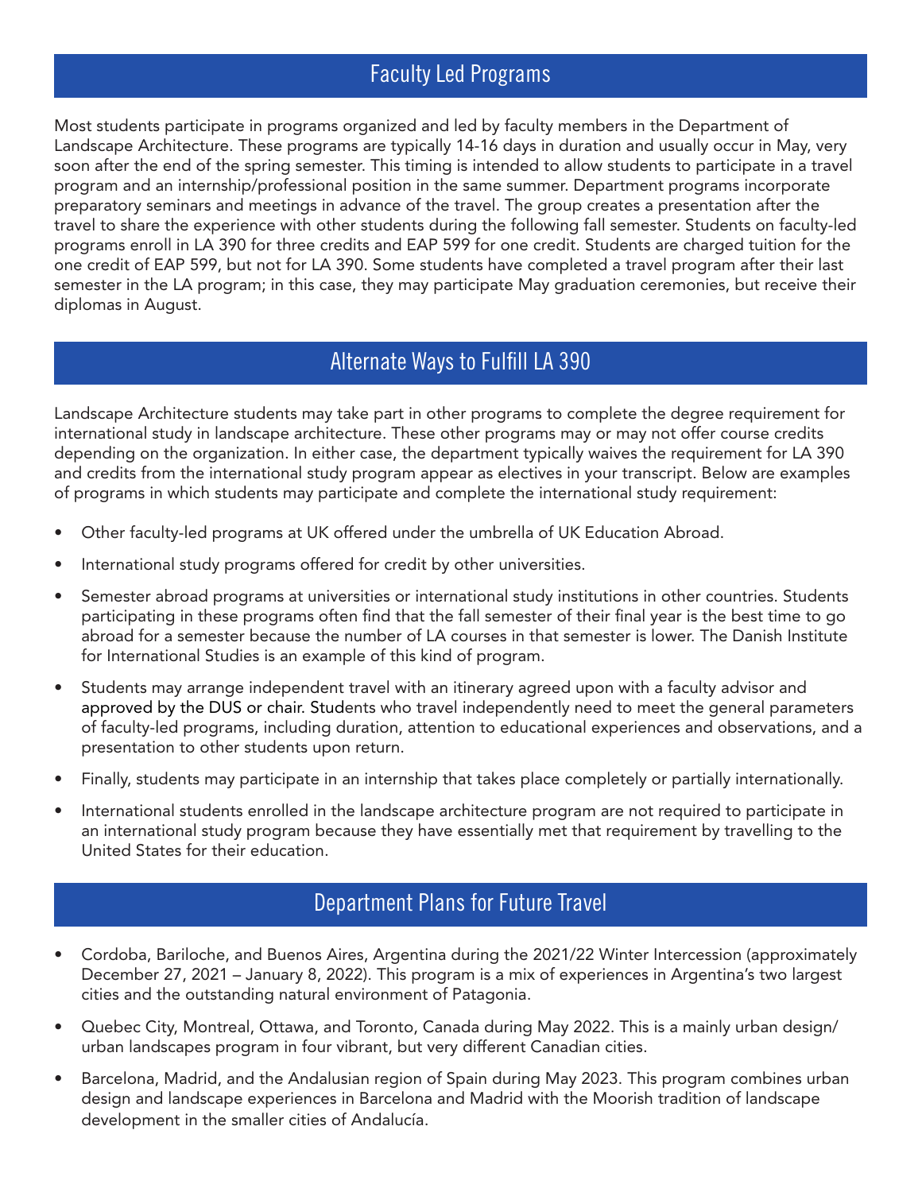## Faculty Led Programs

Most students participate in programs organized and led by faculty members in the Department of Landscape Architecture. These programs are typically 14-16 days in duration and usually occur in May, very soon after the end of the spring semester. This timing is intended to allow students to participate in a travel program and an internship/professional position in the same summer. Department programs incorporate preparatory seminars and meetings in advance of the travel. The group creates a presentation after the travel to share the experience with other students during the following fall semester. Students on faculty-led programs enroll in LA 390 for three credits and EAP 599 for one credit. Students are charged tuition for the one credit of EAP 599, but not for LA 390. Some students have completed a travel program after their last semester in the LA program; in this case, they may participate May graduation ceremonies, but receive their diplomas in August.

## Alternate Ways to Fulfill LA 390

Landscape Architecture students may take part in other programs to complete the degree requirement for international study in landscape architecture. These other programs may or may not offer course credits depending on the organization. In either case, the department typically waives the requirement for LA 390 and credits from the international study program appear as electives in your transcript. Below are examples of programs in which students may participate and complete the international study requirement:

- Other faculty-led programs at UK offered under the umbrella of UK Education Abroad.
- International study programs offered for credit by other universities.
- Semester abroad programs at universities or international study institutions in other countries. Students participating in these programs often find that the fall semester of their final year is the best time to go abroad for a semester because the number of LA courses in that semester is lower. The Danish Institute for International Studies is an example of this kind of program.
- Students may arrange independent travel with an itinerary agreed upon with a faculty advisor and approved by the DUS or chair. Students who travel independently need to meet the general parameters of faculty-led programs, including duration, attention to educational experiences and observations, and a presentation to other students upon return.
- Finally, students may participate in an internship that takes place completely or partially internationally.
- International students enrolled in the landscape architecture program are not required to participate in an international study program because they have essentially met that requirement by travelling to the United States for their education.

## Department Plans for Future Travel

- Cordoba, Bariloche, and Buenos Aires, Argentina during the 2021/22 Winter Intercession (approximately December 27, 2021 – January 8, 2022). This program is a mix of experiences in Argentina's two largest cities and the outstanding natural environment of Patagonia.
- Quebec City, Montreal, Ottawa, and Toronto, Canada during May 2022. This is a mainly urban design/ urban landscapes program in four vibrant, but very different Canadian cities.
- Barcelona, Madrid, and the Andalusian region of Spain during May 2023. This program combines urban design and landscape experiences in Barcelona and Madrid with the Moorish tradition of landscape development in the smaller cities of Andalucía.